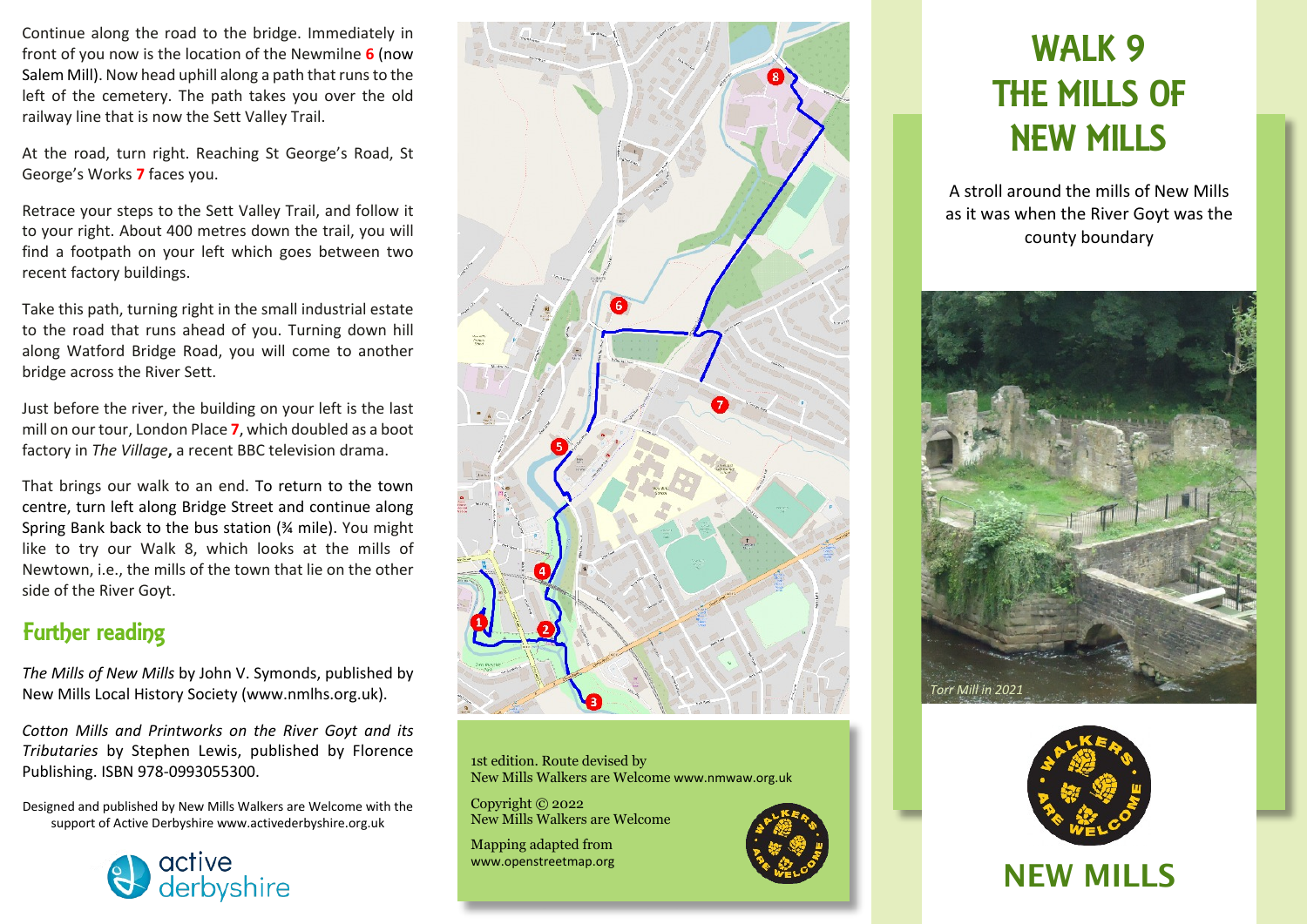Continue along the road to the bridge. Immediately in front of you now is the location of the Newmilne **6** (now Salem Mill). Now head uphill along a path that runs to the left of the cemetery. The path takes you over the old railway line that is now the Sett Valley Trail.

At the road, turn right. Reaching St George's Road, St George's Works **7** faces you.

Retrace your steps to the Sett Valley Trail, and follow it to your right. About 400 metres down the trail, you will find a footpath on your left which goes between two recent factory buildings.

Take this path, turning right in the small industrial estate to the road that runs ahead of you. Turning down hill along Watford Bridge Road, you will come to another bridge across the River Sett.

Just before the river, the building on your left is the last mill on our tour, London Place **7**, which doubled as a boot factory in *The Village***,** a recent BBC television drama.

That brings our walk to an end. To return to the town centre, turn left along Bridge Street and continue along Spring Bank back to the bus station (¾ mile). You might like to try our Walk 8, which looks at the mills of Newtown, i.e., the mills of the town that lie on the other side of the River Goyt.

## Further reading

*The Mills of New Mills* by John V. Symonds, published by New Mills Local History Society (www.nmlhs.org.uk).

*Cotton Mills and Printworks on the River Goyt and its Tributaries* by Stephen Lewis, published by Florence Publishing. ISBN 978-0993055300.

Designed and published by New Mills Walkers are Welcome with the support of Active Derbyshire www.activederbyshire.org.uk

active derbyshire

1st edition. Route devised by
New Mills Walkers are Welcome www.nmwaw.org.uk

Copyright © 2022
New Mills Walkers are Welcome

Mapping adapted from
www.openstreetmap.org

# WALK 9 THE MILLS OF NEW MILLS

A stroll around the mills of New Mills as it was when the River Goyt was the county boundary

*Torr Mill in 2021*

WALKERS ARE WELCOME

## NEW MILLS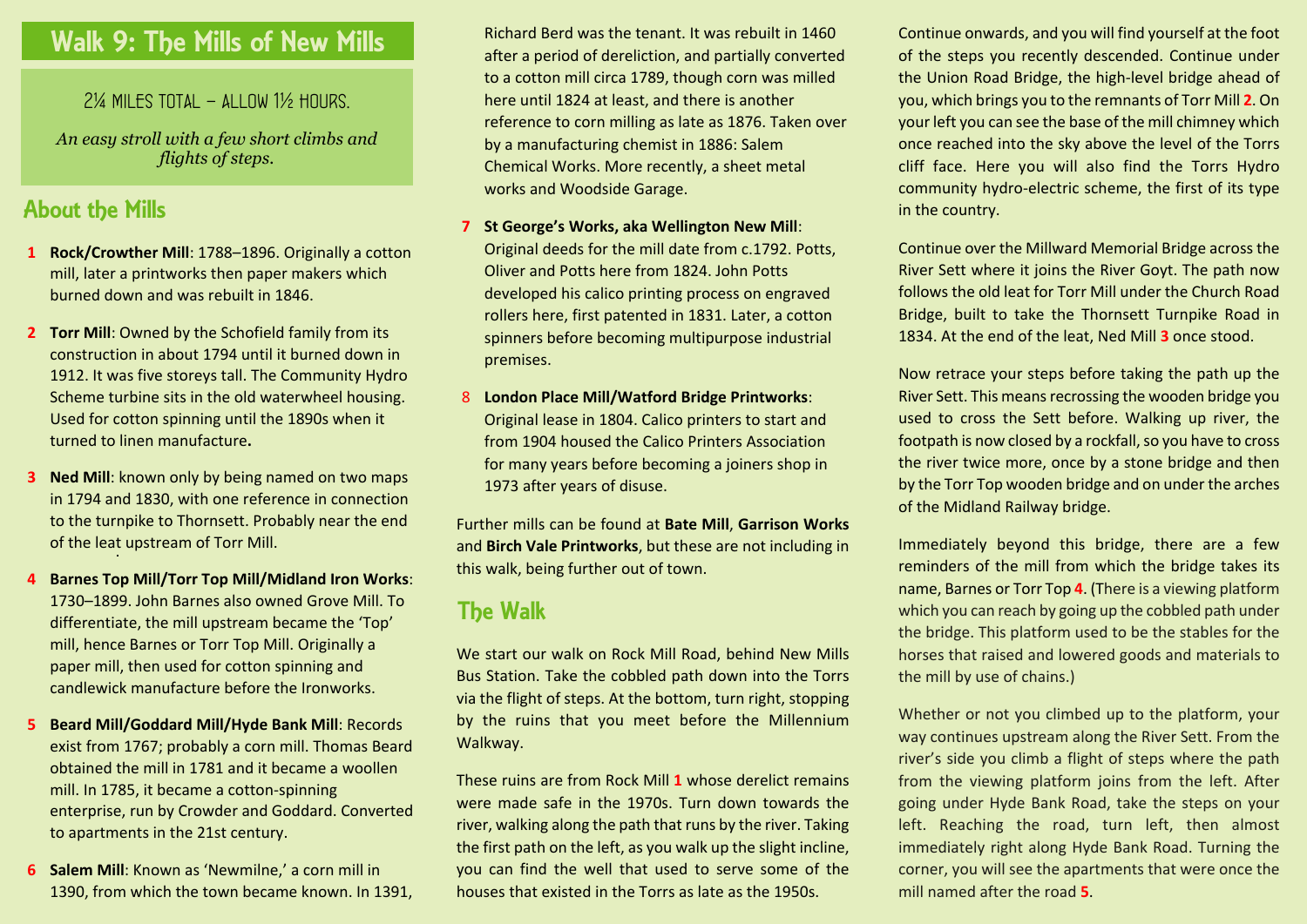# Walk 9: The Mills of New Mills

2¼ MILES TOTAL – ALLOW 1½ HOURS.

*An easy stroll with a few short climbs and flights of steps.*

## About the Mills

1. **Rock/Crowther Mill**: 1788–1896. Originally a cotton mill, later a printworks then paper makers which burned down and was rebuilt in 1846.

2. **Torr Mill**: Owned by the Schofield family from its construction in about 1794 until it burned down in 1912. It was five storeys tall. The Community Hydro Scheme turbine sits in the old waterwheel housing. Used for cotton spinning until the 1890s when it turned to linen manufacture**.**

3. **Ned Mill**: known only by being named on two maps in 1794 and 1830, with one reference in connection to the turnpike to Thornsett. Probably near the end of the leat upstream of Torr Mill.

4. **Barnes Top Mill/Torr Top Mill/Midland Iron Works**: 1730–1899. John Barnes also owned Grove Mill. To differentiate, the mill upstream became the 'Top' mill, hence Barnes or Torr Top Mill. Originally a paper mill, then used for cotton spinning and candlewick manufacture before the Ironworks.

5. **Beard Mill/Goddard Mill/Hyde Bank Mill**: Records exist from 1767; probably a corn mill. Thomas Beard obtained the mill in 1781 and it became a woollen mill. In 1785, it became a cotton-spinning enterprise, run by Crowder and Goddard. Converted to apartments in the 21st century.

6. **Salem Mill**: Known as 'Newmilne,' a corn mill in 1390, from which the town became known. In 1391, Richard Berd was the tenant. It was rebuilt in 1460 after a period of dereliction, and partially converted to a cotton mill circa 1789, though corn was milled here until 1824 at least, and there is another reference to corn milling as late as 1876. Taken over by a manufacturing chemist in 1886: Salem Chemical Works. More recently, a sheet metal works and Woodside Garage.

7. **St George's Works, aka Wellington New Mill**: Original deeds for the mill date from c.1792. Potts, Oliver and Potts here from 1824. John Potts developed his calico printing process on engraved rollers here, first patented in 1831. Later, a cotton spinners before becoming multipurpose industrial premises.

8. **London Place Mill/Watford Bridge Printworks**: Original lease in 1804. Calico printers to start and from 1904 housed the Calico Printers Association for many years before becoming a joiners shop in 1973 after years of disuse.

Further mills can be found at **Bate Mill**, **Garrison Works** and **Birch Vale Printworks**, but these are not including in this walk, being further out of town.

## The Walk

We start our walk on Rock Mill Road, behind New Mills Bus Station. Take the cobbled path down into the Torrs via the flight of steps. At the bottom, turn right, stopping by the ruins that you meet before the Millennium Walkway.

These ruins are from Rock Mill **1** whose derelict remains were made safe in the 1970s. Turn down towards the river, walking along the path that runs by the river. Taking the first path on the left, as you walk up the slight incline, you can find the well that used to serve some of the houses that existed in the Torrs as late as the 1950s.

Continue onwards, and you will find yourself at the foot of the steps you recently descended. Continue under the Union Road Bridge, the high-level bridge ahead of you, which brings you to the remnants of Torr Mill **2**. On your left you can see the base of the mill chimney which once reached into the sky above the level of the Torrs cliff face. Here you will also find the Torrs Hydro community hydro-electric scheme, the first of its type in the country.

Continue over the Millward Memorial Bridge across the River Sett where it joins the River Goyt. The path now follows the old leat for Torr Mill under the Church Road Bridge, built to take the Thornsett Turnpike Road in 1834. At the end of the leat, Ned Mill **3** once stood.

Now retrace your steps before taking the path up the River Sett. This means recrossing the wooden bridge you used to cross the Sett before. Walking up river, the footpath is now closed by a rockfall, so you have to cross the river twice more, once by a stone bridge and then by the Torr Top wooden bridge and on under the arches of the Midland Railway bridge.

Immediately beyond this bridge, there are a few reminders of the mill from which the bridge takes its name, Barnes or Torr Top **4**. (There is a viewing platform which you can reach by going up the cobbled path under the bridge. This platform used to be the stables for the horses that raised and lowered goods and materials to the mill by use of chains.)

Whether or not you climbed up to the platform, your way continues upstream along the River Sett. From the river's side you climb a flight of steps where the path from the viewing platform joins from the left. After going under Hyde Bank Road, take the steps on your left. Reaching the road, turn left, then almost immediately right along Hyde Bank Road. Turning the corner, you will see the apartments that were once the mill named after the road **5**.